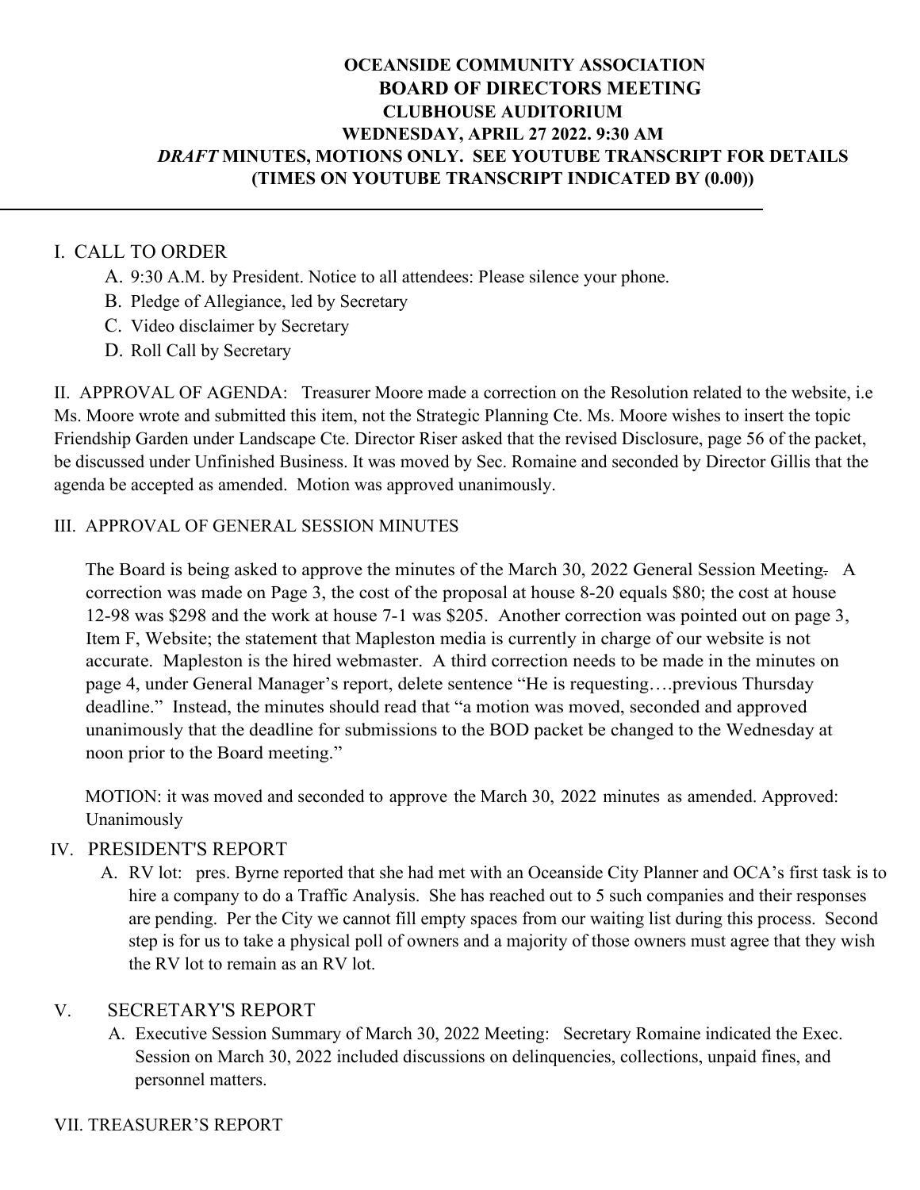# OCEANSIDE COMMUNITY ASSOCIATION
## BOARD OF DIRECTORS MEETING
## CLUBHOUSE AUDITORIUM
## WEDNESDAY, APRIL 27 2022. 9:30 AM
## *DRAFT* MINUTES, MOTIONS ONLY. SEE YOUTUBE TRANSCRIPT FOR DETAILS
## (TIMES ON YOUTUBE TRANSCRIPT INDICATED BY (0.00))

---

I. CALL TO ORDER

A. 9:30 A.M. by President. Notice to all attendees: Please silence your phone.
B. Pledge of Allegiance, led by Secretary
C. Video disclaimer by Secretary
D. Roll Call by Secretary

II. APPROVAL OF AGENDA: Treasurer Moore made a correction on the Resolution related to the website, i.e Ms. Moore wrote and submitted this item, not the Strategic Planning Cte. Ms. Moore wishes to insert the topic Friendship Garden under Landscape Cte. Director Riser asked that the revised Disclosure, page 56 of the packet, be discussed under Unfinished Business. It was moved by Sec. Romaine and seconded by Director Gillis that the agenda be accepted as amended. Motion was approved unanimously.

III. APPROVAL OF GENERAL SESSION MINUTES

The Board is being asked to approve the minutes of the March 30, 2022 General Session Meeting. A correction was made on Page 3, the cost of the proposal at house 8-20 equals $80; the cost at house 12-98 was $298 and the work at house 7-1 was $205. Another correction was pointed out on page 3, Item F, Website; the statement that Mapleston media is currently in charge of our website is not accurate. Mapleston is the hired webmaster. A third correction needs to be made in the minutes on page 4, under General Manager's report, delete sentence "He is requesting….previous Thursday deadline." Instead, the minutes should read that "a motion was moved, seconded and approved unanimously that the deadline for submissions to the BOD packet be changed to the Wednesday at noon prior to the Board meeting."

MOTION: it was moved and seconded to approve the March 30, 2022 minutes as amended. Approved: Unanimously

IV. PRESIDENT'S REPORT

A. RV lot: pres. Byrne reported that she had met with an Oceanside City Planner and OCA's first task is to hire a company to do a Traffic Analysis. She has reached out to 5 such companies and their responses are pending. Per the City we cannot fill empty spaces from our waiting list during this process. Second step is for us to take a physical poll of owners and a majority of those owners must agree that they wish the RV lot to remain as an RV lot.

V. SECRETARY'S REPORT

A. Executive Session Summary of March 30, 2022 Meeting: Secretary Romaine indicated the Exec. Session on March 30, 2022 included discussions on delinquencies, collections, unpaid fines, and personnel matters.

VII. TREASURER'S REPORT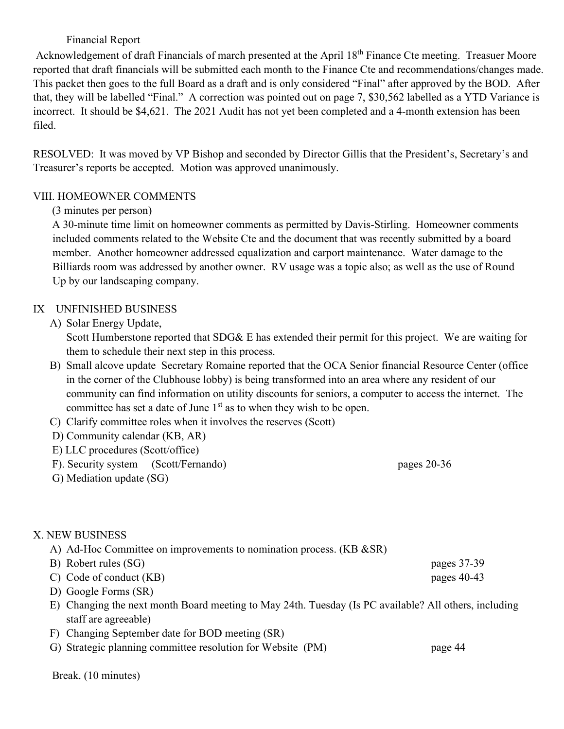Financial Report

Acknowledgement of draft Financials of march presented at the April 18th Finance Cte meeting. Treasuer Moore reported that draft financials will be submitted each month to the Finance Cte and recommendations/changes made. This packet then goes to the full Board as a draft and is only considered "Final" after approved by the BOD. After that, they will be labelled "Final." A correction was pointed out on page 7, $30,562 labelled as a YTD Variance is incorrect. It should be $4,621. The 2021 Audit has not yet been completed and a 4-month extension has been filed.

RESOLVED: It was moved by VP Bishop and seconded by Director Gillis that the President's, Secretary's and Treasurer's reports be accepted. Motion was approved unanimously.

## VIII. HOMEOWNER COMMENTS

(3 minutes per person)

A 30-minute time limit on homeowner comments as permitted by Davis-Stirling. Homeowner comments included comments related to the Website Cte and the document that was recently submitted by a board member. Another homeowner addressed equalization and carport maintenance. Water damage to the Billiards room was addressed by another owner. RV usage was a topic also; as well as the use of Round Up by our landscaping company.

## IX UNFINISHED BUSINESS

A) Solar Energy Update,
Scott Humberstone reported that SDG& E has extended their permit for this project. We are waiting for them to schedule their next step in this process.

B) Small alcove update Secretary Romaine reported that the OCA Senior financial Resource Center (office in the corner of the Clubhouse lobby) is being transformed into an area where any resident of our community can find information on utility discounts for seniors, a computer to access the internet. The committee has set a date of June 1st as to when they wish to be open.

C) Clarify committee roles when it involves the reserves (Scott)

D) Community calendar (KB, AR)

E) LLC procedures (Scott/office)

F). Security system (Scott/Fernando) pages 20-36

G) Mediation update (SG)

## X. NEW BUSINESS

A) Ad-Hoc Committee on improvements to nomination process. (KB &SR)

B) Robert rules (SG) pages 37-39

C) Code of conduct (KB) pages 40-43

D) Google Forms (SR)

E) Changing the next month Board meeting to May 24th. Tuesday (Is PC available? All others, including staff are agreeable)

F) Changing September date for BOD meeting (SR)

G) Strategic planning committee resolution for Website (PM) page 44

Break. (10 minutes)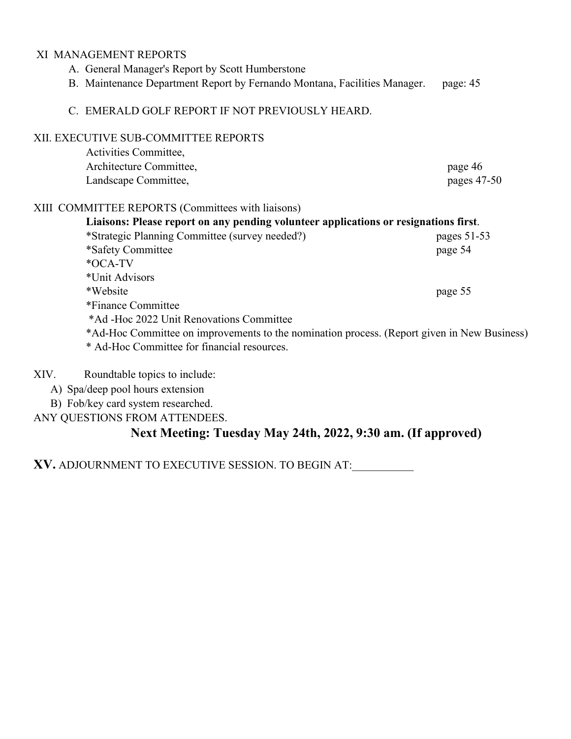XI MANAGEMENT REPORTS

A. General Manager's Report by Scott Humberstone
B. Maintenance Department Report by Fernando Montana, Facilities Manager. page: 45

C. EMERALD GOLF REPORT IF NOT PREVIOUSLY HEARD.

XII. EXECUTIVE SUB-COMMITTEE REPORTS

Activities Committee,
Architecture Committee, page 46
Landscape Committee, pages 47-50

XIII COMMITTEE REPORTS (Committees with liaisons)

**Liaisons: Please report on any pending volunteer applications or resignations first**.

*Strategic Planning Committee (survey needed?) pages 51-53
*Safety Committee page 54
*OCA-TV
*Unit Advisors
*Website page 55
*Finance Committee
*Ad -Hoc 2022 Unit Renovations Committee
*Ad-Hoc Committee on improvements to the nomination process. (Report given in New Business)
* Ad-Hoc Committee for financial resources.

XIV. Roundtable topics to include:

A) Spa/deep pool hours extension
B) Fob/key card system researched.

ANY QUESTIONS FROM ATTENDEES.

**Next Meeting: Tuesday May 24th, 2022, 9:30 am. (If approved)**

**XV.** ADJOURNMENT TO EXECUTIVE SESSION. TO BEGIN AT:___________